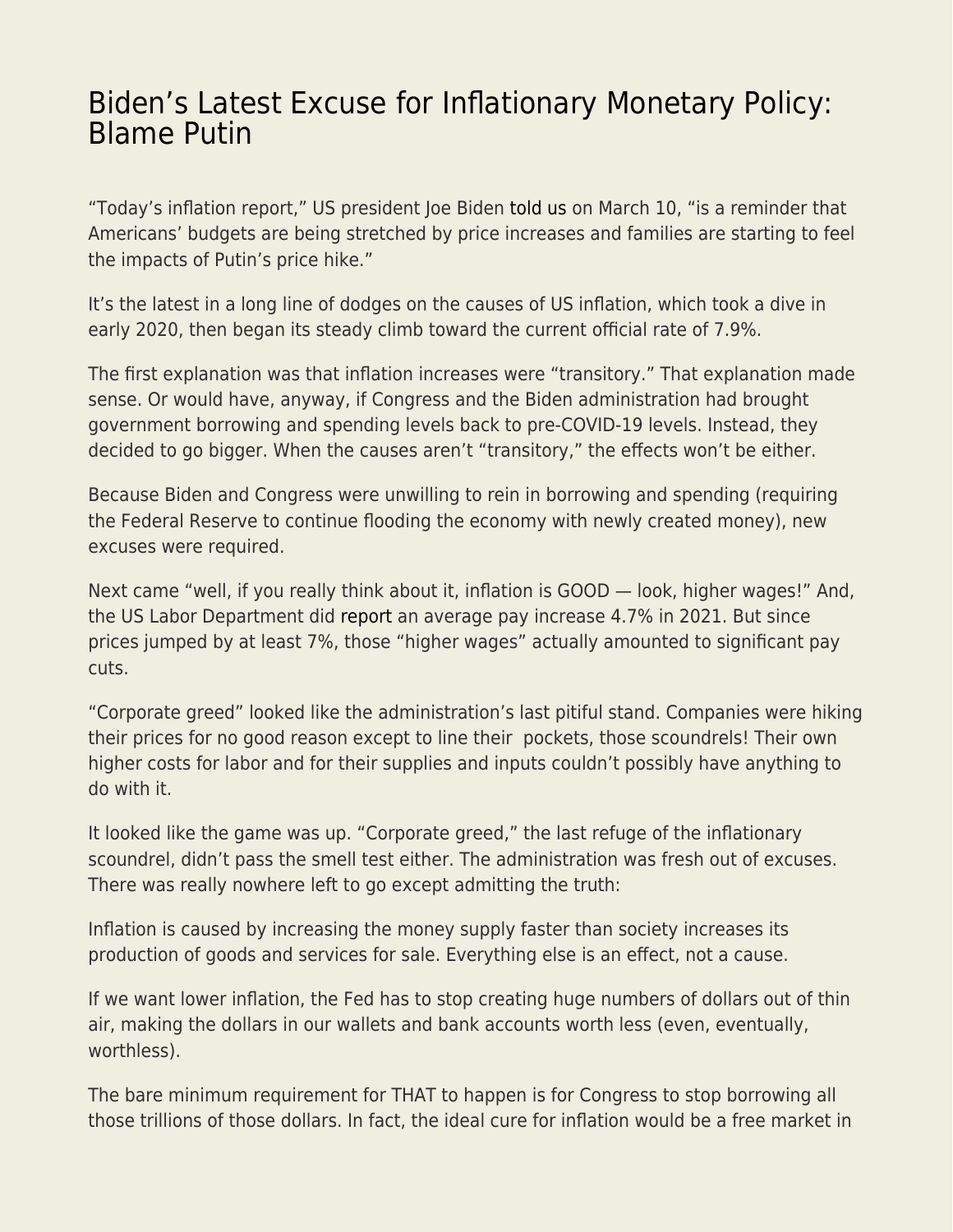# Biden's Latest Excuse for Inflationary Monetary Policy: Blame Putin

"Today's inflation report," US president Joe Biden told us on March 10, "is a reminder that Americans' budgets are being stretched by price increases and families are starting to feel the impacts of Putin's price hike."

It's the latest in a long line of dodges on the causes of US inflation, which took a dive in early 2020, then began its steady climb toward the current official rate of 7.9%.

The first explanation was that inflation increases were "transitory." That explanation made sense. Or would have, anyway, if Congress and the Biden administration had brought government borrowing and spending levels back to pre-COVID-19 levels. Instead, they decided to go bigger. When the causes aren't "transitory," the effects won't be either.

Because Biden and Congress were unwilling to rein in borrowing and spending (requiring the Federal Reserve to continue flooding the economy with newly created money), new excuses were required.

Next came "well, if you really think about it, inflation is GOOD — look, higher wages!" And, the US Labor Department did report an average pay increase 4.7% in 2021. But since prices jumped by at least 7%, those "higher wages" actually amounted to significant pay cuts.

"Corporate greed" looked like the administration's last pitiful stand. Companies were hiking their prices for no good reason except to line their pockets, those scoundrels! Their own higher costs for labor and for their supplies and inputs couldn't possibly have anything to do with it.

It looked like the game was up. "Corporate greed," the last refuge of the inflationary scoundrel, didn't pass the smell test either. The administration was fresh out of excuses. There was really nowhere left to go except admitting the truth:

Inflation is caused by increasing the money supply faster than society increases its production of goods and services for sale. Everything else is an effect, not a cause.

If we want lower inflation, the Fed has to stop creating huge numbers of dollars out of thin air, making the dollars in our wallets and bank accounts worth less (even, eventually, worthless).

The bare minimum requirement for THAT to happen is for Congress to stop borrowing all those trillions of those dollars. In fact, the ideal cure for inflation would be a free market in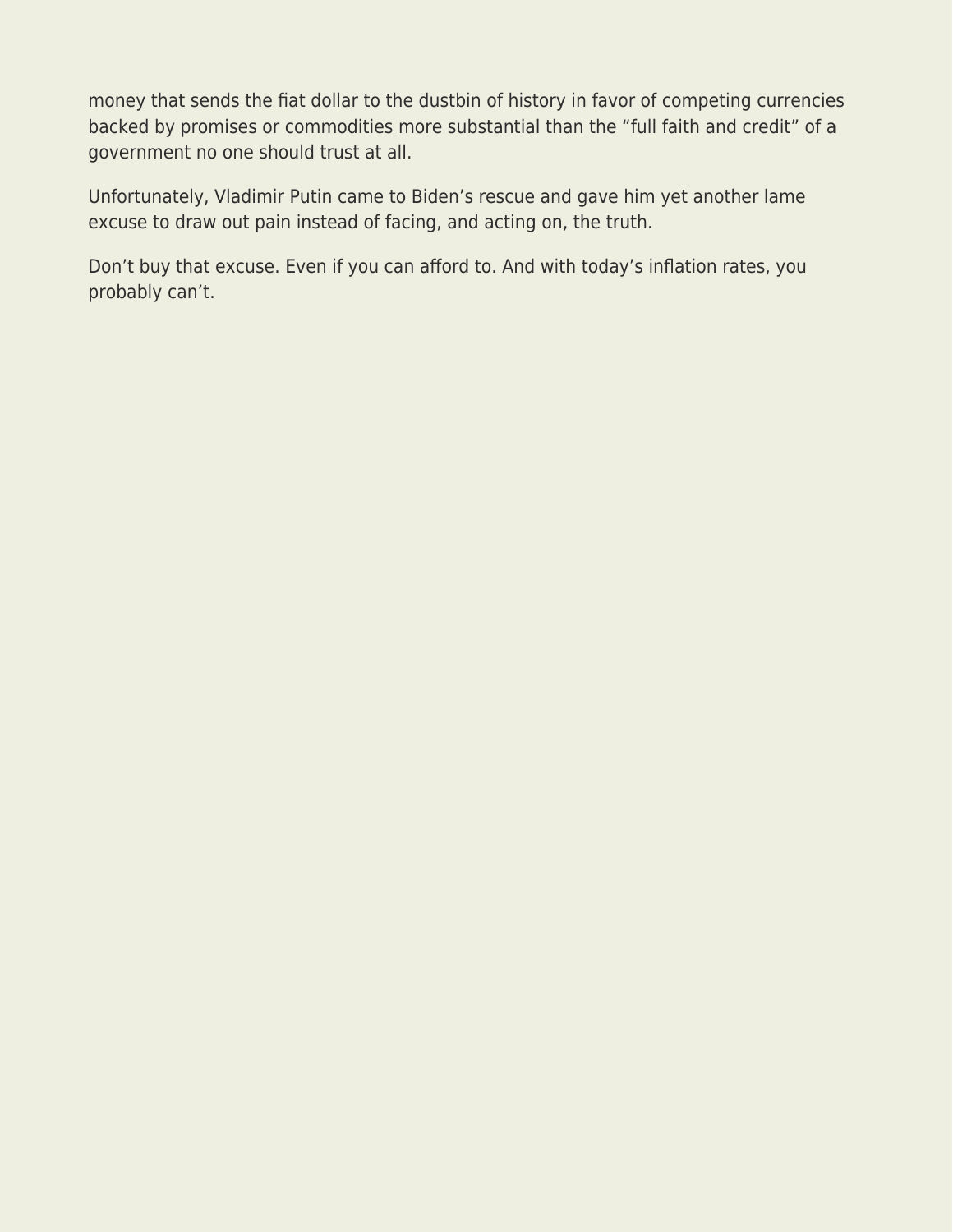money that sends the fiat dollar to the dustbin of history in favor of competing currencies backed by promises or commodities more substantial than the "full faith and credit" of a government no one should trust at all.

Unfortunately, Vladimir Putin came to Biden's rescue and gave him yet another lame excuse to draw out pain instead of facing, and acting on, the truth.

Don't buy that excuse. Even if you can afford to. And with today's inflation rates, you probably can't.